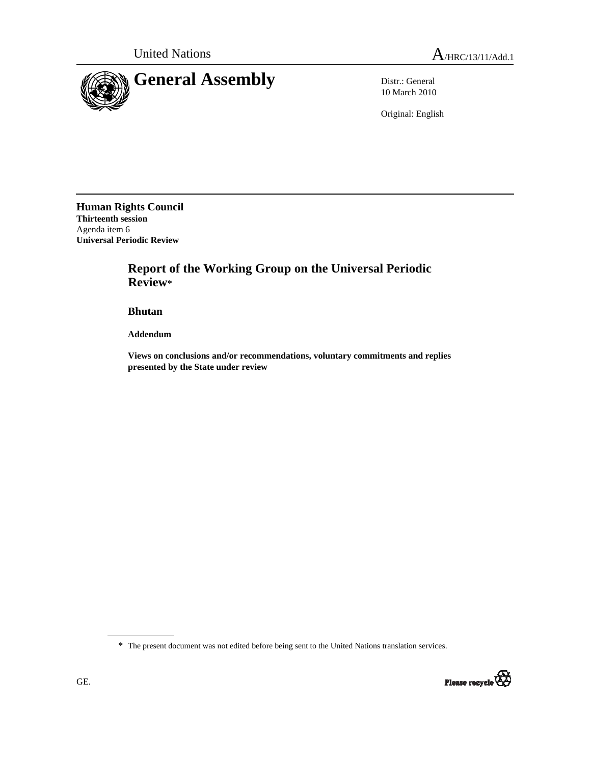United Nations

A/HRC/13/11/Add.1

# General Assembly

Distr.: General
10 March 2010

Original: English

**Human Rights Council**
**Thirteenth session**
Agenda item 6
**Universal Periodic Review**

## Report of the Working Group on the Universal Periodic Review*

### Bhutan

**Addendum**

**Views on conclusions and/or recommendations, voluntary commitments and replies presented by the State under review**

* The present document was not edited before being sent to the United Nations translation services.

GE.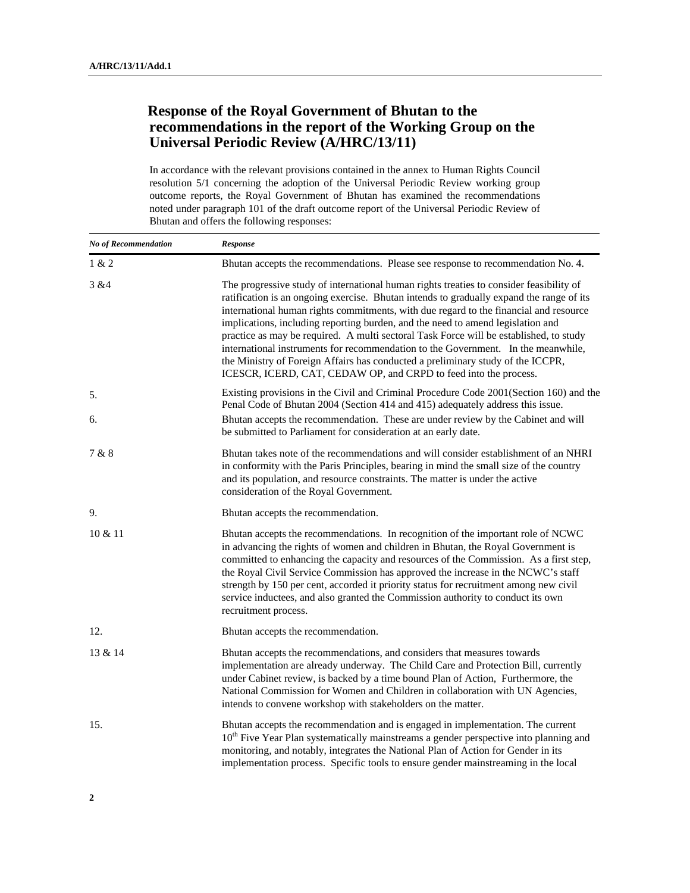## Response of the Royal Government of Bhutan to the recommendations in the report of the Working Group on the Universal Periodic Review (A/HRC/13/11)

In accordance with the relevant provisions contained in the annex to Human Rights Council resolution 5/1 concerning the adoption of the Universal Periodic Review working group outcome reports, the Royal Government of Bhutan has examined the recommendations noted under paragraph 101 of the draft outcome report of the Universal Periodic Review of Bhutan and offers the following responses:

| *No of Recommendation* | *Response* |
|---|---|
| 1 & 2 | Bhutan accepts the recommendations. Please see response to recommendation No. 4. |
| 3 &4 | The progressive study of international human rights treaties to consider feasibility of ratification is an ongoing exercise. Bhutan intends to gradually expand the range of its international human rights commitments, with due regard to the financial and resource implications, including reporting burden, and the need to amend legislation and practice as may be required. A multi sectoral Task Force will be established, to study international instruments for recommendation to the Government. In the meanwhile, the Ministry of Foreign Affairs has conducted a preliminary study of the ICCPR, ICESCR, ICERD, CAT, CEDAW OP, and CRPD to feed into the process. |
| 5. | Existing provisions in the Civil and Criminal Procedure Code 2001(Section 160) and the Penal Code of Bhutan 2004 (Section 414 and 415) adequately address this issue. |
| 6. | Bhutan accepts the recommendation. These are under review by the Cabinet and will be submitted to Parliament for consideration at an early date. |
| 7 & 8 | Bhutan takes note of the recommendations and will consider establishment of an NHRI in conformity with the Paris Principles, bearing in mind the small size of the country and its population, and resource constraints. The matter is under the active consideration of the Royal Government. |
| 9. | Bhutan accepts the recommendation. |
| 10 & 11 | Bhutan accepts the recommendations. In recognition of the important role of NCWC in advancing the rights of women and children in Bhutan, the Royal Government is committed to enhancing the capacity and resources of the Commission. As a first step, the Royal Civil Service Commission has approved the increase in the NCWC's staff strength by 150 per cent, accorded it priority status for recruitment among new civil service inductees, and also granted the Commission authority to conduct its own recruitment process. |
| 12. | Bhutan accepts the recommendation. |
| 13 & 14 | Bhutan accepts the recommendations, and considers that measures towards implementation are already underway. The Child Care and Protection Bill, currently under Cabinet review, is backed by a time bound Plan of Action, Furthermore, the National Commission for Women and Children in collaboration with UN Agencies, intends to convene workshop with stakeholders on the matter. |
| 15. | Bhutan accepts the recommendation and is engaged in implementation. The current 10th Five Year Plan systematically mainstreams a gender perspective into planning and monitoring, and notably, integrates the National Plan of Action for Gender in its implementation process. Specific tools to ensure gender mainstreaming in the local |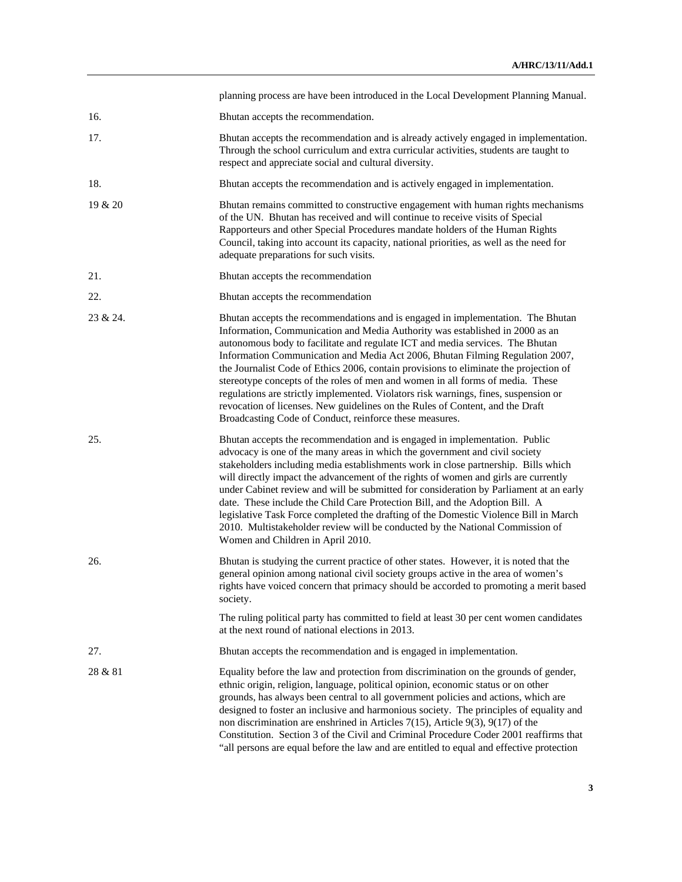| | |
|---|---|
| | planning process are have been introduced in the Local Development Planning Manual. |
| 16. | Bhutan accepts the recommendation. |
| 17. | Bhutan accepts the recommendation and is already actively engaged in implementation. Through the school curriculum and extra curricular activities, students are taught to respect and appreciate social and cultural diversity. |
| 18. | Bhutan accepts the recommendation and is actively engaged in implementation. |
| 19 & 20 | Bhutan remains committed to constructive engagement with human rights mechanisms of the UN. Bhutan has received and will continue to receive visits of Special Rapporteurs and other Special Procedures mandate holders of the Human Rights Council, taking into account its capacity, national priorities, as well as the need for adequate preparations for such visits. |
| 21. | Bhutan accepts the recommendation |
| 22. | Bhutan accepts the recommendation |
| 23 & 24. | Bhutan accepts the recommendations and is engaged in implementation. The Bhutan Information, Communication and Media Authority was established in 2000 as an autonomous body to facilitate and regulate ICT and media services. The Bhutan Information Communication and Media Act 2006, Bhutan Filming Regulation 2007, the Journalist Code of Ethics 2006, contain provisions to eliminate the projection of stereotype concepts of the roles of men and women in all forms of media. These regulations are strictly implemented. Violators risk warnings, fines, suspension or revocation of licenses. New guidelines on the Rules of Content, and the Draft Broadcasting Code of Conduct, reinforce these measures. |
| 25. | Bhutan accepts the recommendation and is engaged in implementation. Public advocacy is one of the many areas in which the government and civil society stakeholders including media establishments work in close partnership. Bills which will directly impact the advancement of the rights of women and girls are currently under Cabinet review and will be submitted for consideration by Parliament at an early date. These include the Child Care Protection Bill, and the Adoption Bill. A legislative Task Force completed the drafting of the Domestic Violence Bill in March 2010. Multistakeholder review will be conducted by the National Commission of Women and Children in April 2010. |
| 26. | Bhutan is studying the current practice of other states. However, it is noted that the general opinion among national civil society groups active in the area of women's rights have voiced concern that primacy should be accorded to promoting a merit based society.<br><br>The ruling political party has committed to field at least 30 per cent women candidates at the next round of national elections in 2013. |
| 27. | Bhutan accepts the recommendation and is engaged in implementation. |
| 28 & 81 | Equality before the law and protection from discrimination on the grounds of gender, ethnic origin, religion, language, political opinion, economic status or on other grounds, has always been central to all government policies and actions, which are designed to foster an inclusive and harmonious society. The principles of equality and non discrimination are enshrined in Articles 7(15), Article 9(3), 9(17) of the Constitution. Section 3 of the Civil and Criminal Procedure Coder 2001 reaffirms that "all persons are equal before the law and are entitled to equal and effective protection |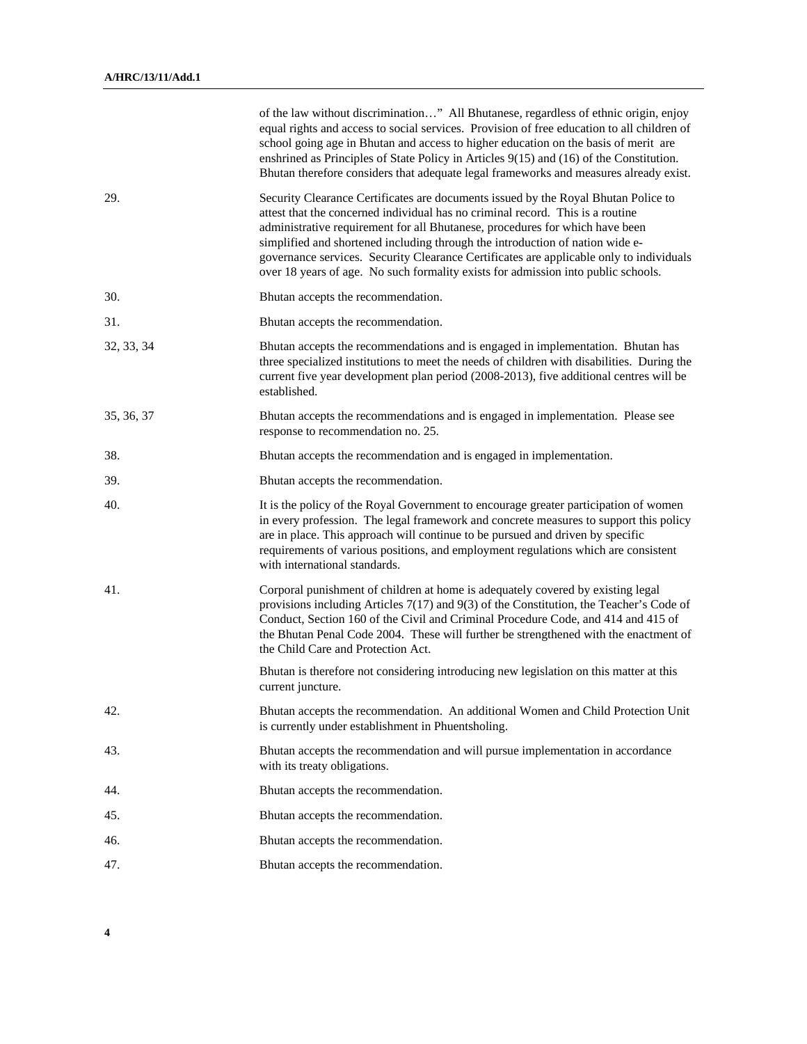| | |
|---|---|
| | of the law without discrimination…" All Bhutanese, regardless of ethnic origin, enjoy equal rights and access to social services. Provision of free education to all children of school going age in Bhutan and access to higher education on the basis of merit are enshrined as Principles of State Policy in Articles 9(15) and (16) of the Constitution. Bhutan therefore considers that adequate legal frameworks and measures already exist. |
| 29. | Security Clearance Certificates are documents issued by the Royal Bhutan Police to attest that the concerned individual has no criminal record. This is a routine administrative requirement for all Bhutanese, procedures for which have been simplified and shortened including through the introduction of nation wide e-governance services. Security Clearance Certificates are applicable only to individuals over 18 years of age. No such formality exists for admission into public schools. |
| 30. | Bhutan accepts the recommendation. |
| 31. | Bhutan accepts the recommendation. |
| 32, 33, 34 | Bhutan accepts the recommendations and is engaged in implementation. Bhutan has three specialized institutions to meet the needs of children with disabilities. During the current five year development plan period (2008-2013), five additional centres will be established. |
| 35, 36, 37 | Bhutan accepts the recommendations and is engaged in implementation. Please see response to recommendation no. 25. |
| 38. | Bhutan accepts the recommendation and is engaged in implementation. |
| 39. | Bhutan accepts the recommendation. |
| 40. | It is the policy of the Royal Government to encourage greater participation of women in every profession. The legal framework and concrete measures to support this policy are in place. This approach will continue to be pursued and driven by specific requirements of various positions, and employment regulations which are consistent with international standards. |
| 41. | Corporal punishment of children at home is adequately covered by existing legal provisions including Articles 7(17) and 9(3) of the Constitution, the Teacher's Code of Conduct, Section 160 of the Civil and Criminal Procedure Code, and 414 and 415 of the Bhutan Penal Code 2004. These will further be strengthened with the enactment of the Child Care and Protection Act. |
| | Bhutan is therefore not considering introducing new legislation on this matter at this current juncture. |
| 42. | Bhutan accepts the recommendation. An additional Women and Child Protection Unit is currently under establishment in Phuentsholing. |
| 43. | Bhutan accepts the recommendation and will pursue implementation in accordance with its treaty obligations. |
| 44. | Bhutan accepts the recommendation. |
| 45. | Bhutan accepts the recommendation. |
| 46. | Bhutan accepts the recommendation. |
| 47. | Bhutan accepts the recommendation. |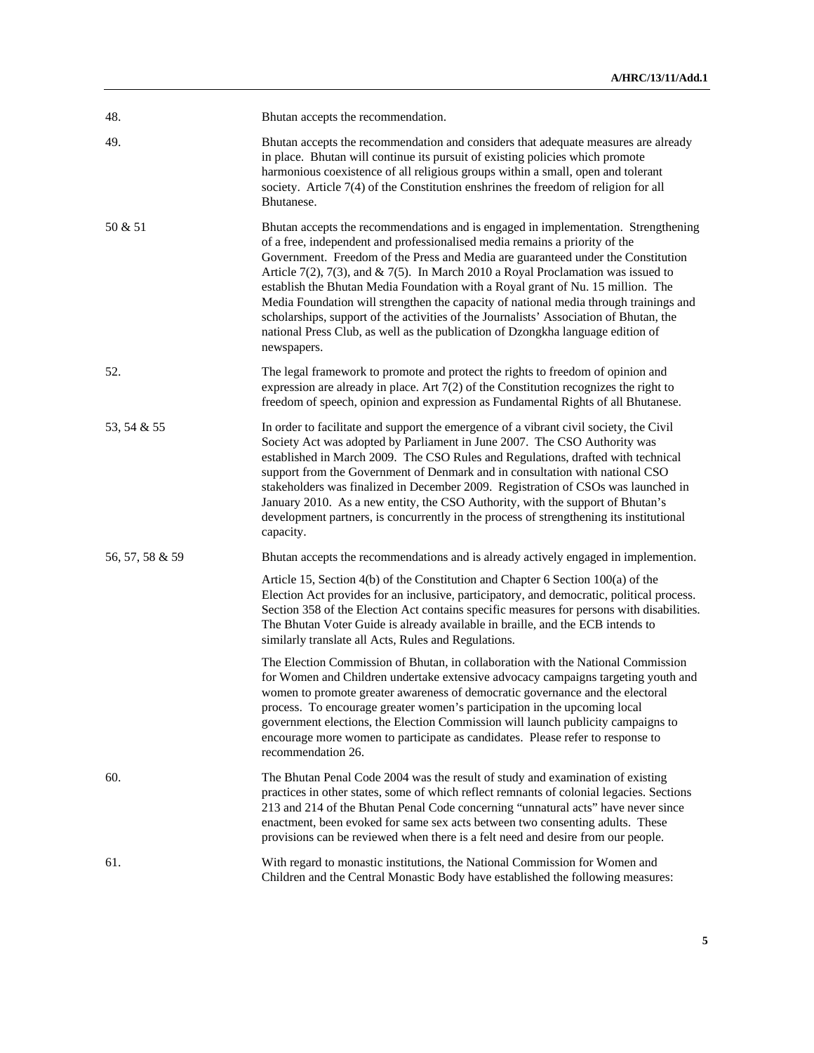| | |
|---|---|
| 48. | Bhutan accepts the recommendation. |
| 49. | Bhutan accepts the recommendation and considers that adequate measures are already in place. Bhutan will continue its pursuit of existing policies which promote harmonious coexistence of all religious groups within a small, open and tolerant society. Article 7(4) of the Constitution enshrines the freedom of religion for all Bhutanese. |
| 50 & 51 | Bhutan accepts the recommendations and is engaged in implementation. Strengthening of a free, independent and professionalised media remains a priority of the Government. Freedom of the Press and Media are guaranteed under the Constitution Article 7(2), 7(3), and & 7(5). In March 2010 a Royal Proclamation was issued to establish the Bhutan Media Foundation with a Royal grant of Nu. 15 million. The Media Foundation will strengthen the capacity of national media through trainings and scholarships, support of the activities of the Journalists' Association of Bhutan, the national Press Club, as well as the publication of Dzongkha language edition of newspapers. |
| 52. | The legal framework to promote and protect the rights to freedom of opinion and expression are already in place. Art 7(2) of the Constitution recognizes the right to freedom of speech, opinion and expression as Fundamental Rights of all Bhutanese. |
| 53, 54 & 55 | In order to facilitate and support the emergence of a vibrant civil society, the Civil Society Act was adopted by Parliament in June 2007. The CSO Authority was established in March 2009. The CSO Rules and Regulations, drafted with technical support from the Government of Denmark and in consultation with national CSO stakeholders was finalized in December 2009. Registration of CSOs was launched in January 2010. As a new entity, the CSO Authority, with the support of Bhutan's development partners, is concurrently in the process of strengthening its institutional capacity. |
| 56, 57, 58 & 59 | Bhutan accepts the recommendations and is already actively engaged in implemention.<br><br>Article 15, Section 4(b) of the Constitution and Chapter 6 Section 100(a) of the Election Act provides for an inclusive, participatory, and democratic, political process. Section 358 of the Election Act contains specific measures for persons with disabilities. The Bhutan Voter Guide is already available in braille, and the ECB intends to similarly translate all Acts, Rules and Regulations.<br><br>The Election Commission of Bhutan, in collaboration with the National Commission for Women and Children undertake extensive advocacy campaigns targeting youth and women to promote greater awareness of democratic governance and the electoral process. To encourage greater women's participation in the upcoming local government elections, the Election Commission will launch publicity campaigns to encourage more women to participate as candidates. Please refer to response to recommendation 26. |
| 60. | The Bhutan Penal Code 2004 was the result of study and examination of existing practices in other states, some of which reflect remnants of colonial legacies. Sections 213 and 214 of the Bhutan Penal Code concerning "unnatural acts" have never since enactment, been evoked for same sex acts between two consenting adults. These provisions can be reviewed when there is a felt need and desire from our people. |
| 61. | With regard to monastic institutions, the National Commission for Women and Children and the Central Monastic Body have established the following measures: |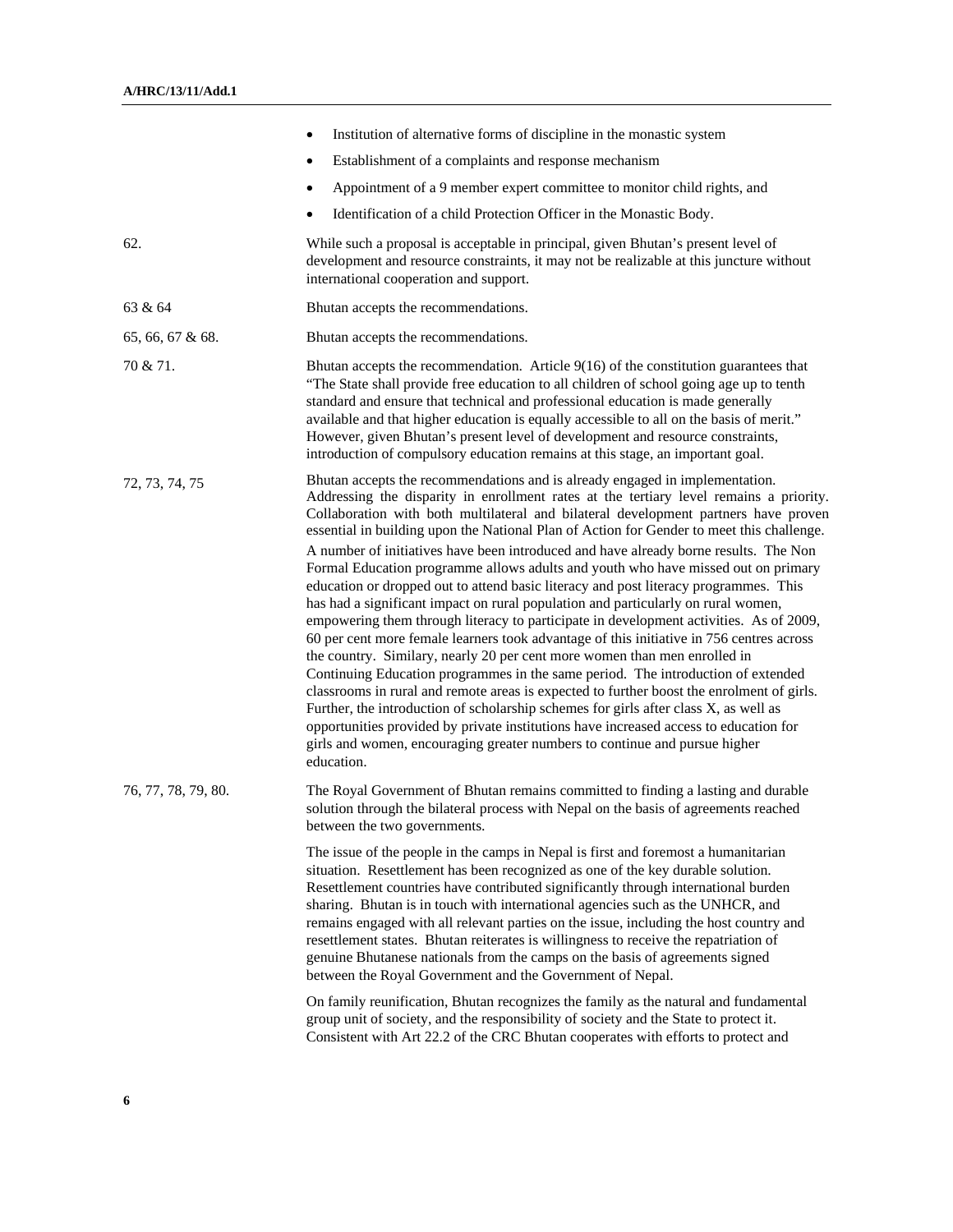- Institution of alternative forms of discipline in the monastic system
- Establishment of a complaints and response mechanism
- Appointment of a 9 member expert committee to monitor child rights, and
- Identification of a child Protection Officer in the Monastic Body.

| | |
|---|---|
| 62. | While such a proposal is acceptable in principal, given Bhutan's present level of development and resource constraints, it may not be realizable at this juncture without international cooperation and support. |
| 63 & 64 | Bhutan accepts the recommendations. |
| 65, 66, 67 & 68. | Bhutan accepts the recommendations. |
| 70 & 71. | Bhutan accepts the recommendation. Article 9(16) of the constitution guarantees that "The State shall provide free education to all children of school going age up to tenth standard and ensure that technical and professional education is made generally available and that higher education is equally accessible to all on the basis of merit." However, given Bhutan's present level of development and resource constraints, introduction of compulsory education remains at this stage, an important goal. |
| 72, 73, 74, 75 | Bhutan accepts the recommendations and is already engaged in implementation. Addressing the disparity in enrollment rates at the tertiary level remains a priority. Collaboration with both multilateral and bilateral development partners have proven essential in building upon the National Plan of Action for Gender to meet this challenge. A number of initiatives have been introduced and have already borne results. The Non Formal Education programme allows adults and youth who have missed out on primary education or dropped out to attend basic literacy and post literacy programmes. This has had a significant impact on rural population and particularly on rural women, empowering them through literacy to participate in development activities. As of 2009, 60 per cent more female learners took advantage of this initiative in 756 centres across the country. Similary, nearly 20 per cent more women than men enrolled in Continuing Education programmes in the same period. The introduction of extended classrooms in rural and remote areas is expected to further boost the enrolment of girls. Further, the introduction of scholarship schemes for girls after class X, as well as opportunities provided by private institutions have increased access to education for girls and women, encouraging greater numbers to continue and pursue higher education. |
| 76, 77, 78, 79, 80. | The Royal Government of Bhutan remains committed to finding a lasting and durable solution through the bilateral process with Nepal on the basis of agreements reached between the two governments. |

The issue of the people in the camps in Nepal is first and foremost a humanitarian situation. Resettlement has been recognized as one of the key durable solution. Resettlement countries have contributed significantly through international burden sharing. Bhutan is in touch with international agencies such as the UNHCR, and remains engaged with all relevant parties on the issue, including the host country and resettlement states. Bhutan reiterates is willingness to receive the repatriation of genuine Bhutanese nationals from the camps on the basis of agreements signed between the Royal Government and the Government of Nepal.

On family reunification, Bhutan recognizes the family as the natural and fundamental group unit of society, and the responsibility of society and the State to protect it. Consistent with Art 22.2 of the CRC Bhutan cooperates with efforts to protect and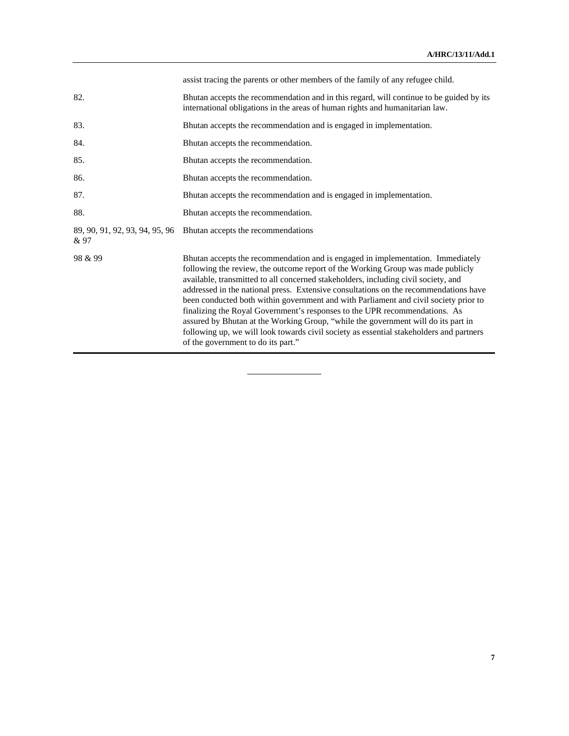| | |
|---|---|
| | assist tracing the parents or other members of the family of any refugee child. |
| 82. | Bhutan accepts the recommendation and in this regard, will continue to be guided by its international obligations in the areas of human rights and humanitarian law. |
| 83. | Bhutan accepts the recommendation and is engaged in implementation. |
| 84. | Bhutan accepts the recommendation. |
| 85. | Bhutan accepts the recommendation. |
| 86. | Bhutan accepts the recommendation. |
| 87. | Bhutan accepts the recommendation and is engaged in implementation. |
| 88. | Bhutan accepts the recommendation. |
| 89, 90, 91, 92, 93, 94, 95, 96 & 97 | Bhutan accepts the recommendations |
| 98 & 99 | Bhutan accepts the recommendation and is engaged in implementation. Immediately following the review, the outcome report of the Working Group was made publicly available, transmitted to all concerned stakeholders, including civil society, and addressed in the national press. Extensive consultations on the recommendations have been conducted both within government and with Parliament and civil society prior to finalizing the Royal Government's responses to the UPR recommendations. As assured by Bhutan at the Working Group, "while the government will do its part in following up, we will look towards civil society as essential stakeholders and partners of the government to do its part." |